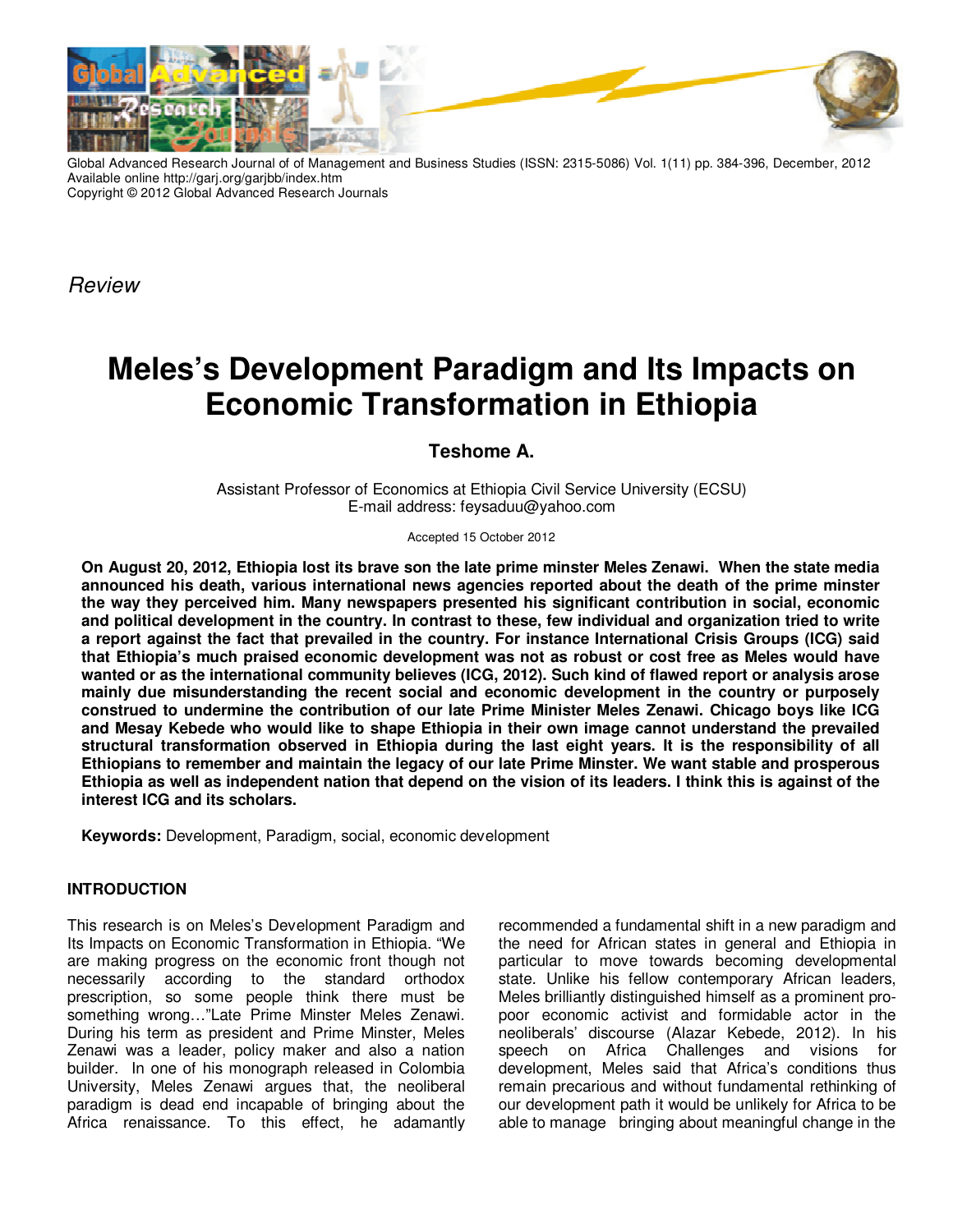Global Advanced Research Journal of of Management and Business Studies (ISSN: 2315-5086) Vol. 1(11) pp. 384-396, December, 2012
Available online http://garj.org/garjbb/index.htm
Copyright © 2012 Global Advanced Research Journals

*Review*

# Meles's Development Paradigm and Its Impacts on Economic Transformation in Ethiopia

**Teshome A.**

Assistant Professor of Economics at Ethiopia Civil Service University (ECSU)
E-mail address: feysaduu@yahoo.com

Accepted 15 October 2012

**On August 20, 2012, Ethiopia lost its brave son the late prime minster Meles Zenawi. When the state media announced his death, various international news agencies reported about the death of the prime minster the way they perceived him. Many newspapers presented his significant contribution in social, economic and political development in the country. In contrast to these, few individual and organization tried to write a report against the fact that prevailed in the country. For instance International Crisis Groups (ICG) said that Ethiopia's much praised economic development was not as robust or cost free as Meles would have wanted or as the international community believes (ICG, 2012). Such kind of flawed report or analysis arose mainly due misunderstanding the recent social and economic development in the country or purposely construed to undermine the contribution of our late Prime Minister Meles Zenawi. Chicago boys like ICG and Mesay Kebede who would like to shape Ethiopia in their own image cannot understand the prevailed structural transformation observed in Ethiopia during the last eight years. It is the responsibility of all Ethiopians to remember and maintain the legacy of our late Prime Minster. We want stable and prosperous Ethiopia as well as independent nation that depend on the vision of its leaders. I think this is against of the interest ICG and its scholars.**

**Keywords:** Development, Paradigm, social, economic development

## INTRODUCTION

This research is on Meles's Development Paradigm and Its Impacts on Economic Transformation in Ethiopia. "We are making progress on the economic front though not necessarily according to the standard orthodox prescription, so some people think there must be something wrong…"Late Prime Minster Meles Zenawi. During his term as president and Prime Minster, Meles Zenawi was a leader, policy maker and also a nation builder. In one of his monograph released in Colombia University, Meles Zenawi argues that, the neoliberal paradigm is dead end incapable of bringing about the Africa renaissance. To this effect, he adamantly recommended a fundamental shift in a new paradigm and the need for African states in general and Ethiopia in particular to move towards becoming developmental state. Unlike his fellow contemporary African leaders, Meles brilliantly distinguished himself as a prominent pro-poor economic activist and formidable actor in the neoliberals' discourse (Alazar Kebede, 2012). In his speech on Africa Challenges and visions for development, Meles said that Africa's conditions thus remain precarious and without fundamental rethinking of our development path it would be unlikely for Africa to be able to manage bringing about meaningful change in the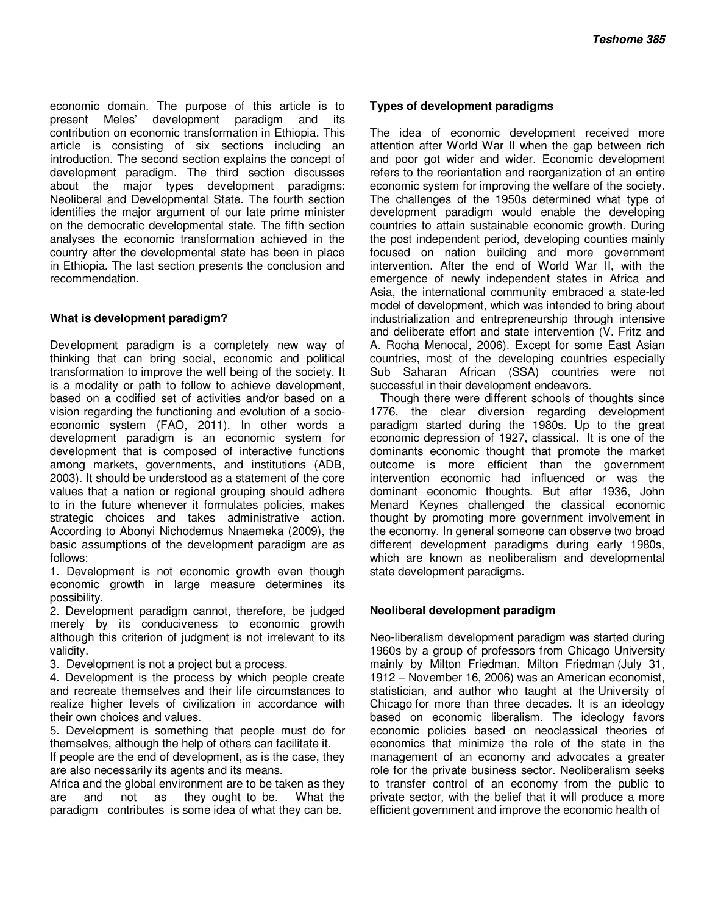economic domain. The purpose of this article is to present Meles' development paradigm and its contribution on economic transformation in Ethiopia. This article is consisting of six sections including an introduction. The second section explains the concept of development paradigm. The third section discusses about the major types development paradigms: Neoliberal and Developmental State. The fourth section identifies the major argument of our late prime minister on the democratic developmental state. The fifth section analyses the economic transformation achieved in the country after the developmental state has been in place in Ethiopia. The last section presents the conclusion and recommendation.

## What is development paradigm?

Development paradigm is a completely new way of thinking that can bring social, economic and political transformation to improve the well being of the society. It is a modality or path to follow to achieve development, based on a codified set of activities and/or based on a vision regarding the functioning and evolution of a socio-economic system (FAO, 2011). In other words a development paradigm is an economic system for development that is composed of interactive functions among markets, governments, and institutions (ADB, 2003). It should be understood as a statement of the core values that a nation or regional grouping should adhere to in the future whenever it formulates policies, makes strategic choices and takes administrative action. According to Abonyi Nichodemus Nnaemeka (2009), the basic assumptions of the development paradigm are as follows:

1. Development is not economic growth even though economic growth in large measure determines its possibility.
2. Development paradigm cannot, therefore, be judged merely by its conduciveness to economic growth although this criterion of judgment is not irrelevant to its validity.
3. Development is not a project but a process.
4. Development is the process by which people create and recreate themselves and their life circumstances to realize higher levels of civilization in accordance with their own choices and values.
5. Development is something that people must do for themselves, although the help of others can facilitate it.

If people are the end of development, as is the case, they are also necessarily its agents and its means.

Africa and the global environment are to be taken as they are and not as they ought to be. What the paradigm contributes is some idea of what they can be.

## Types of development paradigms

The idea of economic development received more attention after World War II when the gap between rich and poor got wider and wider. Economic development refers to the reorientation and reorganization of an entire economic system for improving the welfare of the society. The challenges of the 1950s determined what type of development paradigm would enable the developing countries to attain sustainable economic growth. During the post independent period, developing counties mainly focused on nation building and more government intervention. After the end of World War II, with the emergence of newly independent states in Africa and Asia, the international community embraced a state-led model of development, which was intended to bring about industrialization and entrepreneurship through intensive and deliberate effort and state intervention (V. Fritz and A. Rocha Menocal, 2006). Except for some East Asian countries, most of the developing countries especially Sub Saharan African (SSA) countries were not successful in their development endeavors.

Though there were different schools of thoughts since 1776, the clear diversion regarding development paradigm started during the 1980s. Up to the great economic depression of 1927, classical. It is one of the dominants economic thought that promote the market outcome is more efficient than the government intervention economic had influenced or was the dominant economic thoughts. But after 1936, John Menard Keynes challenged the classical economic thought by promoting more government involvement in the economy. In general someone can observe two broad different development paradigms during early 1980s, which are known as neoliberalism and developmental state development paradigms.

## Neoliberal development paradigm

Neo-liberalism development paradigm was started during 1960s by a group of professors from Chicago University mainly by Milton Friedman. Milton Friedman (July 31, 1912 – November 16, 2006) was an American economist, statistician, and author who taught at the University of Chicago for more than three decades. It is an ideology based on economic liberalism. The ideology favors economic policies based on neoclassical theories of economics that minimize the role of the state in the management of an economy and advocates a greater role for the private business sector. Neoliberalism seeks to transfer control of an economy from the public to private sector, with the belief that it will produce a more efficient government and improve the economic health of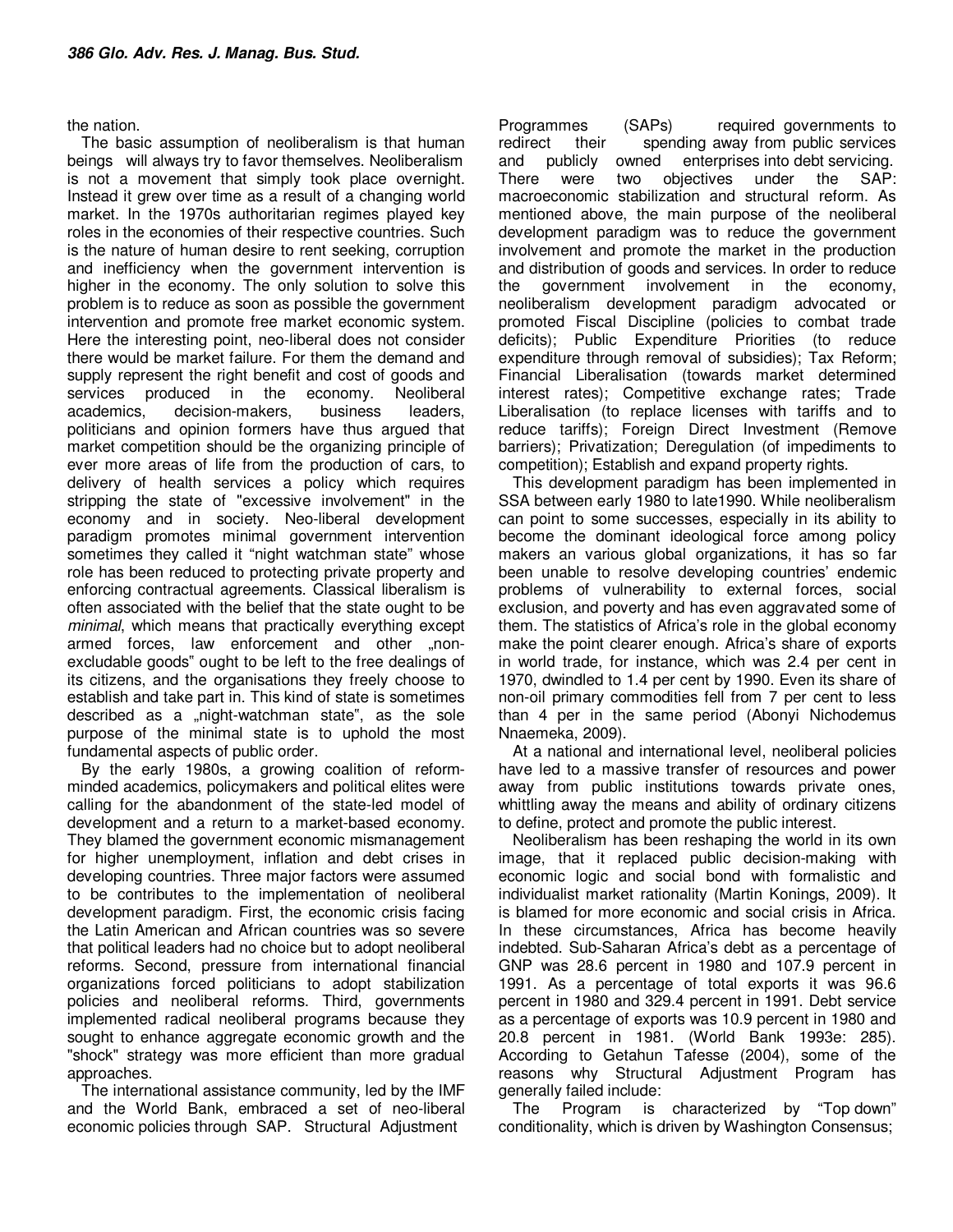the nation.

The basic assumption of neoliberalism is that human beings will always try to favor themselves. Neoliberalism is not a movement that simply took place overnight. Instead it grew over time as a result of a changing world market. In the 1970s authoritarian regimes played key roles in the economies of their respective countries. Such is the nature of human desire to rent seeking, corruption and inefficiency when the government intervention is higher in the economy. The only solution to solve this problem is to reduce as soon as possible the government intervention and promote free market economic system. Here the interesting point, neo-liberal does not consider there would be market failure. For them the demand and supply represent the right benefit and cost of goods and services produced in the economy. Neoliberal academics, decision-makers, business leaders, politicians and opinion formers have thus argued that market competition should be the organizing principle of ever more areas of life from the production of cars, to delivery of health services a policy which requires stripping the state of "excessive involvement" in the economy and in society. Neo-liberal development paradigm promotes minimal government intervention sometimes they called it "night watchman state" whose role has been reduced to protecting private property and enforcing contractual agreements. Classical liberalism is often associated with the belief that the state ought to be *minimal*, which means that practically everything except armed forces, law enforcement and other „non-excludable goods" ought to be left to the free dealings of its citizens, and the organisations they freely choose to establish and take part in. This kind of state is sometimes described as a „night-watchman state", as the sole purpose of the minimal state is to uphold the most fundamental aspects of public order.

By the early 1980s, a growing coalition of reform-minded academics, policymakers and political elites were calling for the abandonment of the state-led model of development and a return to a market-based economy. They blamed the government economic mismanagement for higher unemployment, inflation and debt crises in developing countries. Three major factors were assumed to be contributes to the implementation of neoliberal development paradigm. First, the economic crisis facing the Latin American and African countries was so severe that political leaders had no choice but to adopt neoliberal reforms. Second, pressure from international financial organizations forced politicians to adopt stabilization policies and neoliberal reforms. Third, governments implemented radical neoliberal programs because they sought to enhance aggregate economic growth and the "shock" strategy was more efficient than more gradual approaches.

The international assistance community, led by the IMF and the World Bank, embraced a set of neo-liberal economic policies through SAP. Structural Adjustment Programmes (SAPs) required governments to redirect their spending away from public services and publicly owned enterprises into debt servicing. There were two objectives under the SAP: macroeconomic stabilization and structural reform. As mentioned above, the main purpose of the neoliberal development paradigm was to reduce the government involvement and promote the market in the production and distribution of goods and services. In order to reduce the government involvement in the economy, neoliberalism development paradigm advocated or promoted Fiscal Discipline (policies to combat trade deficits); Public Expenditure Priorities (to reduce expenditure through removal of subsidies); Tax Reform; Financial Liberalisation (towards market determined interest rates); Competitive exchange rates; Trade Liberalisation (to replace licenses with tariffs and to reduce tariffs); Foreign Direct Investment (Remove barriers); Privatization; Deregulation (of impediments to competition); Establish and expand property rights.

This development paradigm has been implemented in SSA between early 1980 to late1990. While neoliberalism can point to some successes, especially in its ability to become the dominant ideological force among policy makers an various global organizations, it has so far been unable to resolve developing countries' endemic problems of vulnerability to external forces, social exclusion, and poverty and has even aggravated some of them. The statistics of Africa's role in the global economy make the point clearer enough. Africa's share of exports in world trade, for instance, which was 2.4 per cent in 1970, dwindled to 1.4 per cent by 1990. Even its share of non-oil primary commodities fell from 7 per cent to less than 4 per in the same period (Abonyi Nichodemus Nnaemeka, 2009).

At a national and international level, neoliberal policies have led to a massive transfer of resources and power away from public institutions towards private ones, whittling away the means and ability of ordinary citizens to define, protect and promote the public interest.

Neoliberalism has been reshaping the world in its own image, that it replaced public decision-making with economic logic and social bond with formalistic and individualist market rationality (Martin Konings, 2009). It is blamed for more economic and social crisis in Africa. In these circumstances, Africa has become heavily indebted. Sub-Saharan Africa's debt as a percentage of GNP was 28.6 percent in 1980 and 107.9 percent in 1991. As a percentage of total exports it was 96.6 percent in 1980 and 329.4 percent in 1991. Debt service as a percentage of exports was 10.9 percent in 1980 and 20.8 percent in 1981. (World Bank 1993e: 285). According to Getahun Tafesse (2004), some of the reasons why Structural Adjustment Program has generally failed include:

The Program is characterized by "Top down" conditionality, which is driven by Washington Consensus;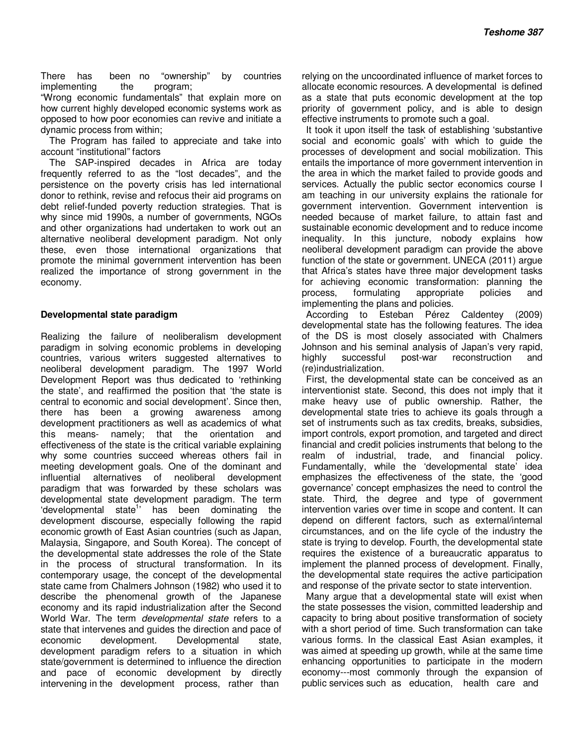There has been no "ownership" by countries implementing the program;

"Wrong economic fundamentals" that explain more on how current highly developed economic systems work as opposed to how poor economies can revive and initiate a dynamic process from within;

The Program has failed to appreciate and take into account "institutional" factors

The SAP-inspired decades in Africa are today frequently referred to as the "lost decades", and the persistence on the poverty crisis has led international donor to rethink, revise and refocus their aid programs on debt relief-funded poverty reduction strategies. That is why since mid 1990s, a number of governments, NGOs and other organizations had undertaken to work out an alternative neoliberal development paradigm. Not only these, even those international organizations that promote the minimal government intervention has been realized the importance of strong government in the economy.

**Developmental state paradigm**

Realizing the failure of neoliberalism development paradigm in solving economic problems in developing countries, various writers suggested alternatives to neoliberal development paradigm. The 1997 World Development Report was thus dedicated to 'rethinking the state', and reaffirmed the position that 'the state is central to economic and social development'. Since then, there has been a growing awareness among development practitioners as well as academics of what this means- namely; that the orientation and effectiveness of the state is the critical variable explaining why some countries succeed whereas others fail in meeting development goals. One of the dominant and influential alternatives of neoliberal development paradigm that was forwarded by these scholars was developmental state development paradigm. The term 'developmental state[1]' has been dominating the development discourse, especially following the rapid economic growth of East Asian countries (such as Japan, Malaysia, Singapore, and South Korea). The concept of the developmental state addresses the role of the State in the process of structural transformation. In its contemporary usage, the concept of the developmental state came from Chalmers Johnson (1982) who used it to describe the phenomenal growth of the Japanese economy and its rapid industrialization after the Second World War. The term *developmental state* refers to a state that intervenes and guides the direction and pace of economic development. Developmental state, development paradigm refers to a situation in which state/government is determined to influence the direction and pace of economic development by directly intervening in the development process, rather than relying on the uncoordinated influence of market forces to allocate economic resources. A developmental is defined as a state that puts economic development at the top priority of government policy, and is able to design effective instruments to promote such a goal.

It took it upon itself the task of establishing 'substantive social and economic goals' with which to guide the processes of development and social mobilization. This entails the importance of more government intervention in the area in which the market failed to provide goods and services. Actually the public sector economics course I am teaching in our university explains the rationale for government intervention. Government intervention is needed because of market failure, to attain fast and sustainable economic development and to reduce income inequality. In this juncture, nobody explains how neoliberal development paradigm can provide the above function of the state or government. UNECA (2011) argue that Africa's states have three major development tasks for achieving economic transformation: planning the process, formulating appropriate policies and implementing the plans and policies.

According to Esteban Pérez Caldentey (2009) developmental state has the following features. The idea of the DS is most closely associated with Chalmers Johnson and his seminal analysis of Japan's very rapid, highly successful post-war reconstruction and (re)industrialization.

First, the developmental state can be conceived as an interventionist state. Second, this does not imply that it make heavy use of public ownership. Rather, the developmental state tries to achieve its goals through a set of instruments such as tax credits, breaks, subsidies, import controls, export promotion, and targeted and direct financial and credit policies instruments that belong to the realm of industrial, trade, and financial policy. Fundamentally, while the 'developmental state' idea emphasizes the effectiveness of the state, the 'good governance' concept emphasizes the need to control the state. Third, the degree and type of government intervention varies over time in scope and content. It can depend on different factors, such as external/internal circumstances, and on the life cycle of the industry the state is trying to develop. Fourth, the developmental state requires the existence of a bureaucratic apparatus to implement the planned process of development. Finally, the developmental state requires the active participation and response of the private sector to state intervention.

Many argue that a developmental state will exist when the state possesses the vision, committed leadership and capacity to bring about positive transformation of society with a short period of time. Such transformation can take various forms. In the classical East Asian examples, it was aimed at speeding up growth, while at the same time enhancing opportunities to participate in the modern economy---most commonly through the expansion of public services such as education, health care and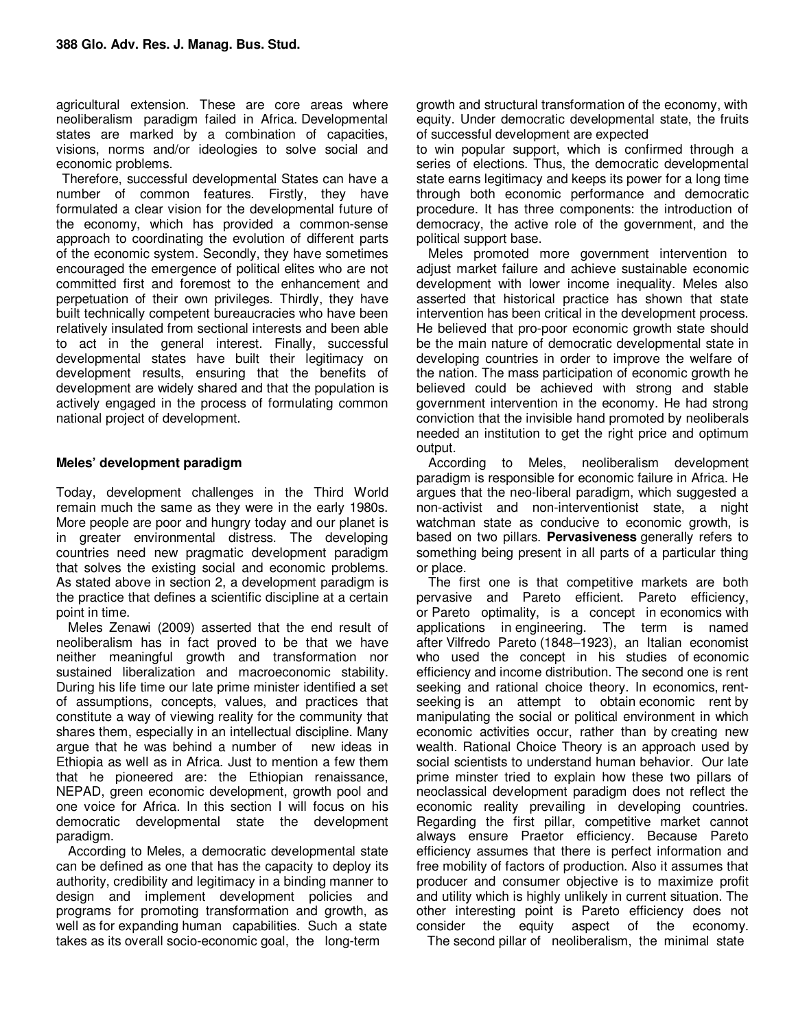agricultural extension. These are core areas where neoliberalism paradigm failed in Africa. Developmental states are marked by a combination of capacities, visions, norms and/or ideologies to solve social and economic problems.

Therefore, successful developmental States can have a number of common features. Firstly, they have formulated a clear vision for the developmental future of the economy, which has provided a common-sense approach to coordinating the evolution of different parts of the economic system. Secondly, they have sometimes encouraged the emergence of political elites who are not committed first and foremost to the enhancement and perpetuation of their own privileges. Thirdly, they have built technically competent bureaucracies who have been relatively insulated from sectional interests and been able to act in the general interest. Finally, successful developmental states have built their legitimacy on development results, ensuring that the benefits of development are widely shared and that the population is actively engaged in the process of formulating common national project of development.

## Meles' development paradigm

Today, development challenges in the Third World remain much the same as they were in the early 1980s. More people are poor and hungry today and our planet is in greater environmental distress. The developing countries need new pragmatic development paradigm that solves the existing social and economic problems. As stated above in section 2, a development paradigm is the practice that defines a scientific discipline at a certain point in time.

Meles Zenawi (2009) asserted that the end result of neoliberalism has in fact proved to be that we have neither meaningful growth and transformation nor sustained liberalization and macroeconomic stability. During his life time our late prime minister identified a set of assumptions, concepts, values, and practices that constitute a way of viewing reality for the community that shares them, especially in an intellectual discipline. Many argue that he was behind a number of new ideas in Ethiopia as well as in Africa. Just to mention a few them that he pioneered are: the Ethiopian renaissance, NEPAD, green economic development, growth pool and one voice for Africa. In this section I will focus on his democratic developmental state the development paradigm.

According to Meles, a democratic developmental state can be defined as one that has the capacity to deploy its authority, credibility and legitimacy in a binding manner to design and implement development policies and programs for promoting transformation and growth, as well as for expanding human capabilities. Such a state takes as its overall socio-economic goal, the long-term growth and structural transformation of the economy, with equity. Under democratic developmental state, the fruits of successful development are expected to win popular support, which is confirmed through a series of elections. Thus, the democratic developmental state earns legitimacy and keeps its power for a long time through both economic performance and democratic procedure. It has three components: the introduction of democracy, the active role of the government, and the political support base.

Meles promoted more government intervention to adjust market failure and achieve sustainable economic development with lower income inequality. Meles also asserted that historical practice has shown that state intervention has been critical in the development process. He believed that pro-poor economic growth state should be the main nature of democratic developmental state in developing countries in order to improve the welfare of the nation. The mass participation of economic growth he believed could be achieved with strong and stable government intervention in the economy. He had strong conviction that the invisible hand promoted by neoliberals needed an institution to get the right price and optimum output.

According to Meles, neoliberalism development paradigm is responsible for economic failure in Africa. He argues that the neo-liberal paradigm, which suggested a non-activist and non-interventionist state, a night watchman state as conducive to economic growth, is based on two pillars. **Pervasiveness** generally refers to something being present in all parts of a particular thing or place.

The first one is that competitive markets are both pervasive and Pareto efficient. Pareto efficiency, or Pareto optimality, is a concept in economics with applications in engineering. The term is named after Vilfredo Pareto (1848–1923), an Italian economist who used the concept in his studies of economic efficiency and income distribution. The second one is rent seeking and rational choice theory. In economics, rent-seeking is an attempt to obtain economic rent by manipulating the social or political environment in which economic activities occur, rather than by creating new wealth. Rational Choice Theory is an approach used by social scientists to understand human behavior. Our late prime minster tried to explain how these two pillars of neoclassical development paradigm does not reflect the economic reality prevailing in developing countries. Regarding the first pillar, competitive market cannot always ensure Praetor efficiency. Because Pareto efficiency assumes that there is perfect information and free mobility of factors of production. Also it assumes that producer and consumer objective is to maximize profit and utility which is highly unlikely in current situation. The other interesting point is Pareto efficiency does not consider the equity aspect of the economy.

The second pillar of neoliberalism, the minimal state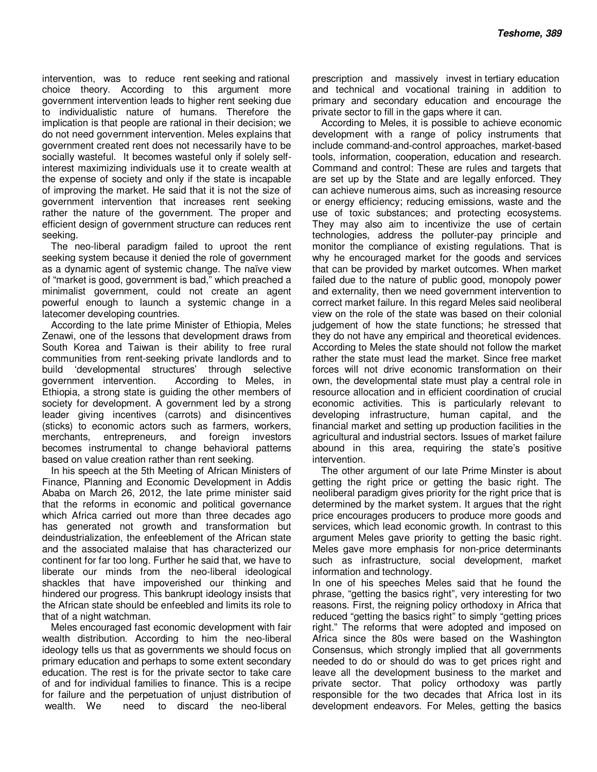intervention, was to reduce rent seeking and rational choice theory. According to this argument more government intervention leads to higher rent seeking due to individualistic nature of humans. Therefore the implication is that people are rational in their decision; we do not need government intervention. Meles explains that government created rent does not necessarily have to be socially wasteful. It becomes wasteful only if solely self-interest maximizing individuals use it to create wealth at the expense of society and only if the state is incapable of improving the market. He said that it is not the size of government intervention that increases rent seeking rather the nature of the government. The proper and efficient design of government structure can reduces rent seeking.

The neo-liberal paradigm failed to uproot the rent seeking system because it denied the role of government as a dynamic agent of systemic change. The naïve view of "market is good, government is bad," which preached a minimalist government, could not create an agent powerful enough to launch a systemic change in a latecomer developing countries.

According to the late prime Minister of Ethiopia, Meles Zenawi, one of the lessons that development draws from South Korea and Taiwan is their ability to free rural communities from rent-seeking private landlords and to build 'developmental structures' through selective government intervention. According to Meles, in Ethiopia, a strong state is guiding the other members of society for development. A government led by a strong leader giving incentives (carrots) and disincentives (sticks) to economic actors such as farmers, workers, merchants, entrepreneurs, and foreign investors becomes instrumental to change behavioral patterns based on value creation rather than rent seeking.

In his speech at the 5th Meeting of African Ministers of Finance, Planning and Economic Development in Addis Ababa on March 26, 2012, the late prime minister said that the reforms in economic and political governance which Africa carried out more than three decades ago has generated not growth and transformation but deindustrialization, the enfeeblement of the African state and the associated malaise that has characterized our continent for far too long. Further he said that, we have to liberate our minds from the neo-liberal ideological shackles that have impoverished our thinking and hindered our progress. This bankrupt ideology insists that the African state should be enfeebled and limits its role to that of a night watchman.

Meles encouraged fast economic development with fair wealth distribution. According to him the neo-liberal ideology tells us that as governments we should focus on primary education and perhaps to some extent secondary education. The rest is for the private sector to take care of and for individual families to finance. This is a recipe for failure and the perpetuation of unjust distribution of wealth. We need to discard the neo-liberal prescription and massively invest in tertiary education and technical and vocational training in addition to primary and secondary education and encourage the private sector to fill in the gaps where it can.

According to Meles, it is possible to achieve economic development with a range of policy instruments that include command-and-control approaches, market-based tools, information, cooperation, education and research. Command and control: These are rules and targets that are set up by the State and are legally enforced. They can achieve numerous aims, such as increasing resource or energy efficiency; reducing emissions, waste and the use of toxic substances; and protecting ecosystems. They may also aim to incentivize the use of certain technologies, address the polluter-pay principle and monitor the compliance of existing regulations. That is why he encouraged market for the goods and services that can be provided by market outcomes. When market failed due to the nature of public good, monopoly power and externality, then we need government intervention to correct market failure. In this regard Meles said neoliberal view on the role of the state was based on their colonial judgement of how the state functions; he stressed that they do not have any empirical and theoretical evidences. According to Meles the state should not follow the market rather the state must lead the market. Since free market forces will not drive economic transformation on their own, the developmental state must play a central role in resource allocation and in efficient coordination of crucial economic activities. This is particularly relevant to developing infrastructure, human capital, and the financial market and setting up production facilities in the agricultural and industrial sectors. Issues of market failure abound in this area, requiring the state's positive intervention.

The other argument of our late Prime Minster is about getting the right price or getting the basic right. The neoliberal paradigm gives priority for the right price that is determined by the market system. It argues that the right price encourages producers to produce more goods and services, which lead economic growth. In contrast to this argument Meles gave priority to getting the basic right. Meles gave more emphasis for non-price determinants such as infrastructure, social development, market information and technology.

In one of his speeches Meles said that he found the phrase, "getting the basics right", very interesting for two reasons. First, the reigning policy orthodoxy in Africa that reduced "getting the basics right" to simply "getting prices right." The reforms that were adopted and imposed on Africa since the 80s were based on the Washington Consensus, which strongly implied that all governments needed to do or should do was to get prices right and leave all the development business to the market and private sector. That policy orthodoxy was partly responsible for the two decades that Africa lost in its development endeavors. For Meles, getting the basics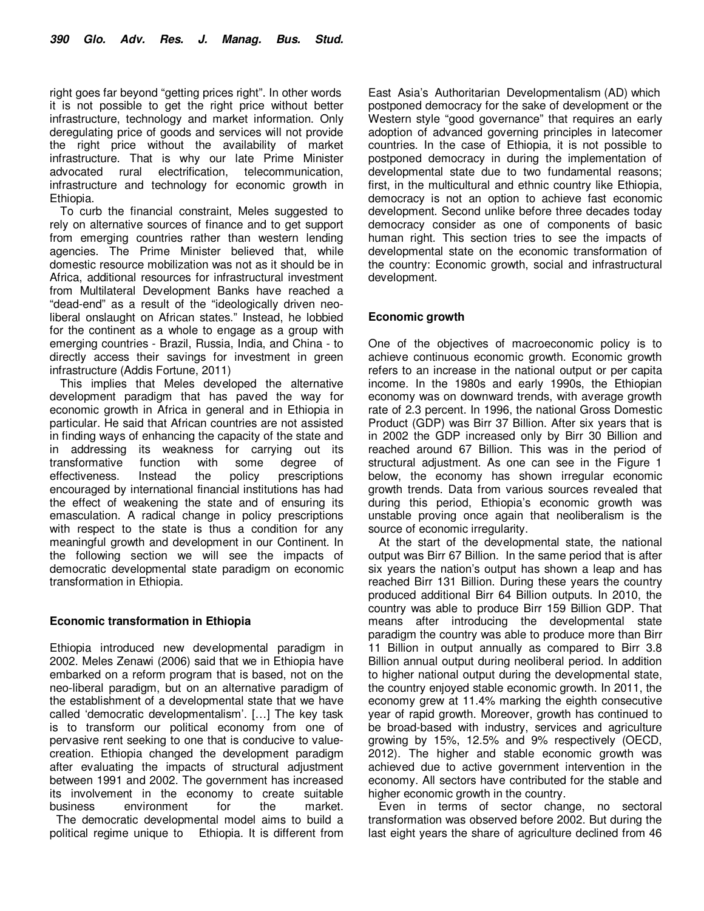right goes far beyond "getting prices right". In other words it is not possible to get the right price without better infrastructure, technology and market information. Only deregulating price of goods and services will not provide the right price without the availability of market infrastructure. That is why our late Prime Minister advocated rural electrification, telecommunication, infrastructure and technology for economic growth in Ethiopia.

To curb the financial constraint, Meles suggested to rely on alternative sources of finance and to get support from emerging countries rather than western lending agencies. The Prime Minister believed that, while domestic resource mobilization was not as it should be in Africa, additional resources for infrastructural investment from Multilateral Development Banks have reached a "dead-end" as a result of the "ideologically driven neo-liberal onslaught on African states." Instead, he lobbied for the continent as a whole to engage as a group with emerging countries - Brazil, Russia, India, and China - to directly access their savings for investment in green infrastructure (Addis Fortune, 2011)

This implies that Meles developed the alternative development paradigm that has paved the way for economic growth in Africa in general and in Ethiopia in particular. He said that African countries are not assisted in finding ways of enhancing the capacity of the state and in addressing its weakness for carrying out its transformative function with some degree of effectiveness. Instead the policy prescriptions encouraged by international financial institutions has had the effect of weakening the state and of ensuring its emasculation. A radical change in policy prescriptions with respect to the state is thus a condition for any meaningful growth and development in our Continent. In the following section we will see the impacts of democratic developmental state paradigm on economic transformation in Ethiopia.

## Economic transformation in Ethiopia

Ethiopia introduced new developmental paradigm in 2002. Meles Zenawi (2006) said that we in Ethiopia have embarked on a reform program that is based, not on the neo-liberal paradigm, but on an alternative paradigm of the establishment of a developmental state that we have called 'democratic developmentalism'. […] The key task is to transform our political economy from one of pervasive rent seeking to one that is conducive to value-creation. Ethiopia changed the development paradigm after evaluating the impacts of structural adjustment between 1991 and 2002. The government has increased its involvement in the economy to create suitable business environment for the market. The democratic developmental model aims to build a political regime unique to Ethiopia. It is different from East Asia's Authoritarian Developmentalism (AD) which postponed democracy for the sake of development or the Western style "good governance" that requires an early adoption of advanced governing principles in latecomer countries. In the case of Ethiopia, it is not possible to postponed democracy in during the implementation of developmental state due to two fundamental reasons; first, in the multicultural and ethnic country like Ethiopia, democracy is not an option to achieve fast economic development. Second unlike before three decades today democracy consider as one of components of basic human right. This section tries to see the impacts of developmental state on the economic transformation of the country: Economic growth, social and infrastructural development.

### Economic growth

One of the objectives of macroeconomic policy is to achieve continuous economic growth. Economic growth refers to an increase in the national output or per capita income. In the 1980s and early 1990s, the Ethiopian economy was on downward trends, with average growth rate of 2.3 percent. In 1996, the national Gross Domestic Product (GDP) was Birr 37 Billion. After six years that is in 2002 the GDP increased only by Birr 30 Billion and reached around 67 Billion. This was in the period of structural adjustment. As one can see in the Figure 1 below, the economy has shown irregular economic growth trends. Data from various sources revealed that during this period, Ethiopia's economic growth was unstable proving once again that neoliberalism is the source of economic irregularity.

At the start of the developmental state, the national output was Birr 67 Billion. In the same period that is after six years the nation's output has shown a leap and has reached Birr 131 Billion. During these years the country produced additional Birr 64 Billion outputs. In 2010, the country was able to produce Birr 159 Billion GDP. That means after introducing the developmental state paradigm the country was able to produce more than Birr 11 Billion in output annually as compared to Birr 3.8 Billion annual output during neoliberal period. In addition to higher national output during the developmental state, the country enjoyed stable economic growth. In 2011, the economy grew at 11.4% marking the eighth consecutive year of rapid growth. Moreover, growth has continued to be broad-based with industry, services and agriculture growing by 15%, 12.5% and 9% respectively (OECD, 2012). The higher and stable economic growth was achieved due to active government intervention in the economy. All sectors have contributed for the stable and higher economic growth in the country.

Even in terms of sector change, no sectoral transformation was observed before 2002. But during the last eight years the share of agriculture declined from 46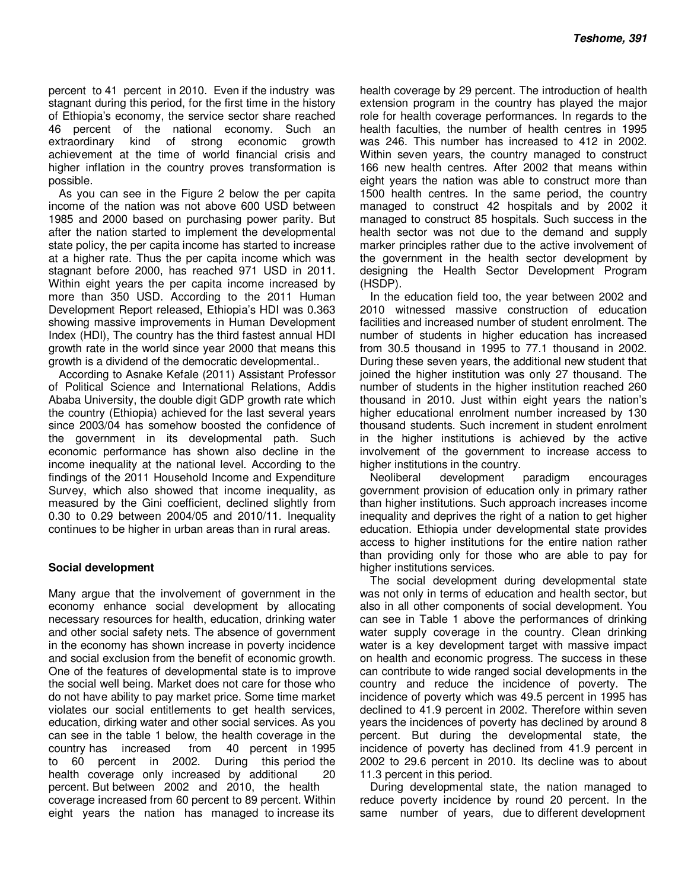percent to 41 percent in 2010. Even if the industry was stagnant during this period, for the first time in the history of Ethiopia's economy, the service sector share reached 46 percent of the national economy. Such an extraordinary kind of strong economic growth achievement at the time of world financial crisis and higher inflation in the country proves transformation is possible.

As you can see in the Figure 2 below the per capita income of the nation was not above 600 USD between 1985 and 2000 based on purchasing power parity. But after the nation started to implement the developmental state policy, the per capita income has started to increase at a higher rate. Thus the per capita income which was stagnant before 2000, has reached 971 USD in 2011. Within eight years the per capita income increased by more than 350 USD. According to the 2011 Human Development Report released, Ethiopia's HDI was 0.363 showing massive improvements in Human Development Index (HDI), The country has the third fastest annual HDI growth rate in the world since year 2000 that means this growth is a dividend of the democratic developmental..

According to Asnake Kefale (2011) Assistant Professor of Political Science and International Relations, Addis Ababa University, the double digit GDP growth rate which the country (Ethiopia) achieved for the last several years since 2003/04 has somehow boosted the confidence of the government in its developmental path. Such economic performance has shown also decline in the income inequality at the national level. According to the findings of the 2011 Household Income and Expenditure Survey, which also showed that income inequality, as measured by the Gini coefficient, declined slightly from 0.30 to 0.29 between 2004/05 and 2010/11. Inequality continues to be higher in urban areas than in rural areas.

## Social development

Many argue that the involvement of government in the economy enhance social development by allocating necessary resources for health, education, drinking water and other social safety nets. The absence of government in the economy has shown increase in poverty incidence and social exclusion from the benefit of economic growth. One of the features of developmental state is to improve the social well being. Market does not care for those who do not have ability to pay market price. Some time market violates our social entitlements to get health services, education, dirking water and other social services. As you can see in the table 1 below, the health coverage in the country has increased from 40 percent in 1995 to 60 percent in 2002. During this period the health coverage only increased by additional 20 percent. But between 2002 and 2010, the health coverage increased from 60 percent to 89 percent. Within eight years the nation has managed to increase its health coverage by 29 percent. The introduction of health extension program in the country has played the major role for health coverage performances. In regards to the health faculties, the number of health centres in 1995 was 246. This number has increased to 412 in 2002. Within seven years, the country managed to construct 166 new health centres. After 2002 that means within eight years the nation was able to construct more than 1500 health centres. In the same period, the country managed to construct 42 hospitals and by 2002 it managed to construct 85 hospitals. Such success in the health sector was not due to the demand and supply marker principles rather due to the active involvement of the government in the health sector development by designing the Health Sector Development Program (HSDP).

In the education field too, the year between 2002 and 2010 witnessed massive construction of education facilities and increased number of student enrolment. The number of students in higher education has increased from 30.5 thousand in 1995 to 77.1 thousand in 2002. During these seven years, the additional new student that joined the higher institution was only 27 thousand. The number of students in the higher institution reached 260 thousand in 2010. Just within eight years the nation's higher educational enrolment number increased by 130 thousand students. Such increment in student enrolment in the higher institutions is achieved by the active involvement of the government to increase access to higher institutions in the country.

Neoliberal development paradigm encourages government provision of education only in primary rather than higher institutions. Such approach increases income inequality and deprives the right of a nation to get higher education. Ethiopia under developmental state provides access to higher institutions for the entire nation rather than providing only for those who are able to pay for higher institutions services.

The social development during developmental state was not only in terms of education and health sector, but also in all other components of social development. You can see in Table 1 above the performances of drinking water supply coverage in the country. Clean drinking water is a key development target with massive impact on health and economic progress. The success in these can contribute to wide ranged social developments in the country and reduce the incidence of poverty. The incidence of poverty which was 49.5 percent in 1995 has declined to 41.9 percent in 2002. Therefore within seven years the incidences of poverty has declined by around 8 percent. But during the developmental state, the incidence of poverty has declined from 41.9 percent in 2002 to 29.6 percent in 2010. Its decline was to about 11.3 percent in this period.

During developmental state, the nation managed to reduce poverty incidence by round 20 percent. In the same number of years, due to different development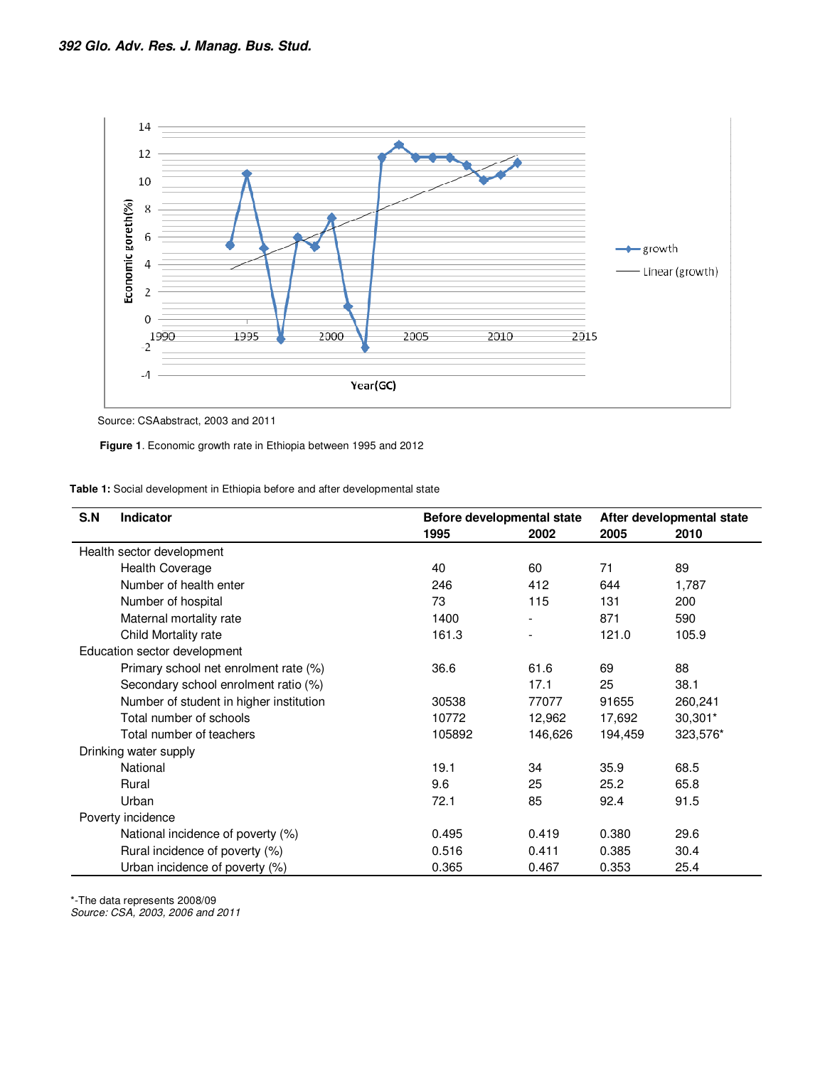Source: CSAabstract, 2003 and 2011

**Figure 1**. Economic growth rate in Ethiopia between 1995 and 2012

**Table 1:** Social development in Ethiopia before and after developmental state

| S.N | Indicator | Before developmental state | | After developmental state | |
|---|---|---|---|---|---|
| | | 1995 | 2002 | 2005 | 2010 |
| Health sector development | | | | | |
| | Health Coverage | 40 | 60 | 71 | 89 |
| | Number of health enter | 246 | 412 | 644 | 1,787 |
| | Number of hospital | 73 | 115 | 131 | 200 |
| | Maternal mortality rate | 1400 | - | 871 | 590 |
| | Child Mortality rate | 161.3 | - | 121.0 | 105.9 |
| Education sector development | | | | | |
| | Primary school net enrolment rate (%) | 36.6 | 61.6 | 69 | 88 |
| | Secondary school enrolment ratio (%) | | 17.1 | 25 | 38.1 |
| | Number of student in higher institution | 30538 | 77077 | 91655 | 260,241 |
| | Total number of schools | 10772 | 12,962 | 17,692 | 30,301* |
| | Total number of teachers | 105892 | 146,626 | 194,459 | 323,576* |
| Drinking water supply | | | | | |
| | National | 19.1 | 34 | 35.9 | 68.5 |
| | Rural | 9.6 | 25 | 25.2 | 65.8 |
| | Urban | 72.1 | 85 | 92.4 | 91.5 |
| Poverty incidence | | | | | |
| | National incidence of poverty (%) | 0.495 | 0.419 | 0.380 | 29.6 |
| | Rural incidence of poverty (%) | 0.516 | 0.411 | 0.385 | 30.4 |
| | Urban incidence of poverty (%) | 0.365 | 0.467 | 0.353 | 25.4 |

*-The data represents 2008/09

*Source: CSA, 2003, 2006 and 2011*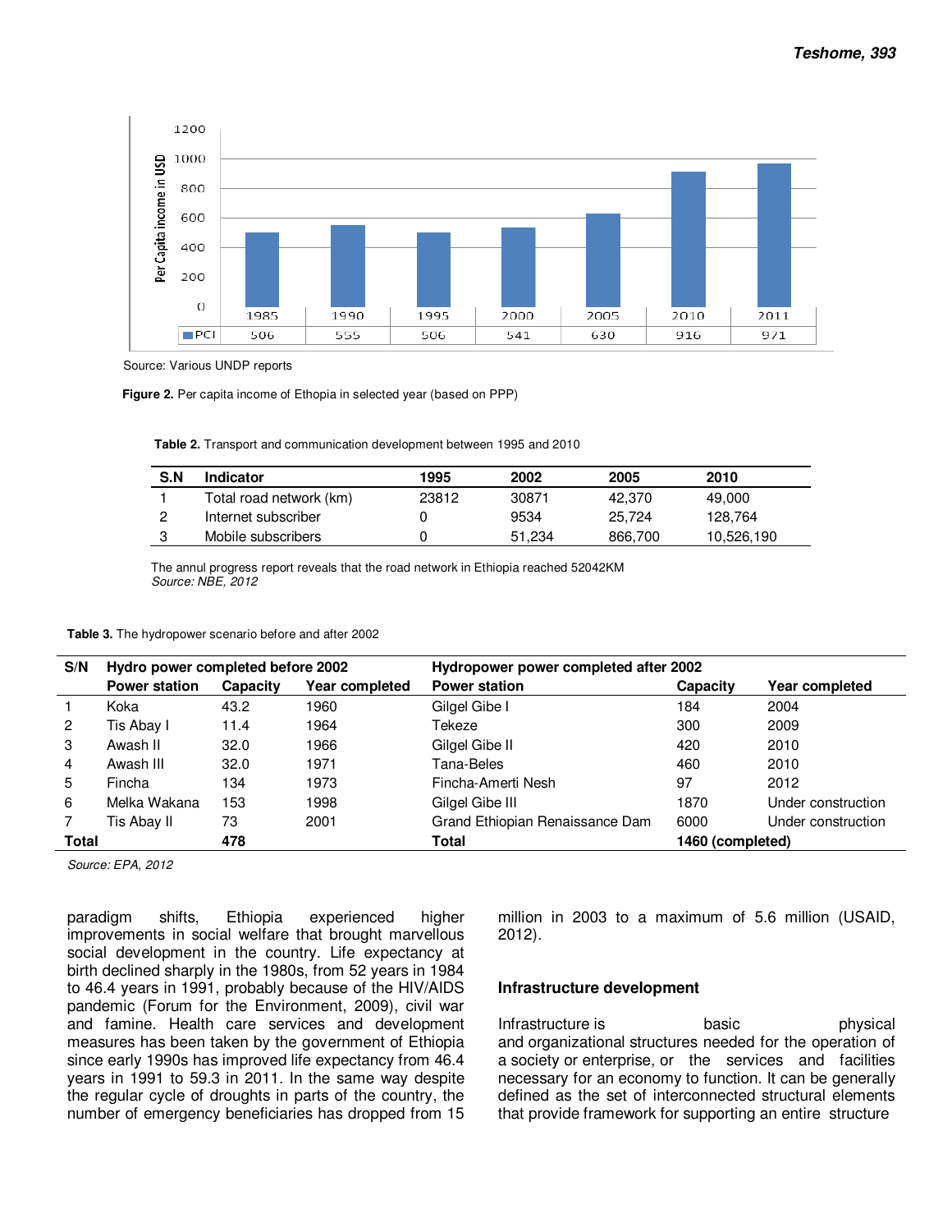| | 1985 | 1990 | 1995 | 2000 | 2005 | 2010 | 2011 |
|---|---|---|---|---|---|---|---|
| PCI | 506 | 555 | 506 | 541 | 630 | 916 | 971 |

Source: Various UNDP reports

**Figure 2.** Per capita income of Ethopia in selected year (based on PPP)

**Table 2.** Transport and communication development between 1995 and 2010

| S.N | Indicator | 1995 | 2002 | 2005 | 2010 |
|---|---|---|---|---|---|
| 1 | Total road network (km) | 23812 | 30871 | 42,370 | 49,000 |
| 2 | Internet subscriber | 0 | 9534 | 25,724 | 128,764 |
| 3 | Mobile subscribers | 0 | 51,234 | 866,700 | 10,526,190 |

The annul progress report reveals that the road network in Ethiopia reached 52042KM
*Source: NBE, 2012*

**Table 3.** The hydropower scenario before and after 2002

| S/N | Hydro power completed before 2002 | | | Hydropower power completed after 2002 | | |
|---|---|---|---|---|---|---|
| | Power station | Capacity | Year completed | Power station | Capacity | Year completed |
| 1 | Koka | 43.2 | 1960 | Gilgel Gibe I | 184 | 2004 |
| 2 | Tis Abay I | 11.4 | 1964 | Tekeze | 300 | 2009 |
| 3 | Awash II | 32.0 | 1966 | Gilgel Gibe II | 420 | 2010 |
| 4 | Awash III | 32.0 | 1971 | Tana-Beles | 460 | 2010 |
| 5 | Fincha | 134 | 1973 | Fincha-Amerti Nesh | 97 | 2012 |
| 6 | Melka Wakana | 153 | 1998 | Gilgel Gibe III | 1870 | Under construction |
| 7 | Tis Abay II | 73 | 2001 | Grand Ethiopian Renaissance Dam | 6000 | Under construction |
| **Total** | | **478** | | **Total** | **1460 (completed)** | |

*Source: EPA, 2012*

paradigm shifts, Ethiopia experienced higher improvements in social welfare that brought marvellous social development in the country. Life expectancy at birth declined sharply in the 1980s, from 52 years in 1984 to 46.4 years in 1991, probably because of the HIV/AIDS pandemic (Forum for the Environment, 2009), civil war and famine. Health care services and development measures has been taken by the government of Ethiopia since early 1990s has improved life expectancy from 46.4 years in 1991 to 59.3 in 2011. In the same way despite the regular cycle of droughts in parts of the country, the number of emergency beneficiaries has dropped from 15 million in 2003 to a maximum of 5.6 million (USAID, 2012).

## Infrastructure development

Infrastructure is basic physical and organizational structures needed for the operation of a society or enterprise, or the services and facilities necessary for an economy to function. It can be generally defined as the set of interconnected structural elements that provide framework for supporting an entire structure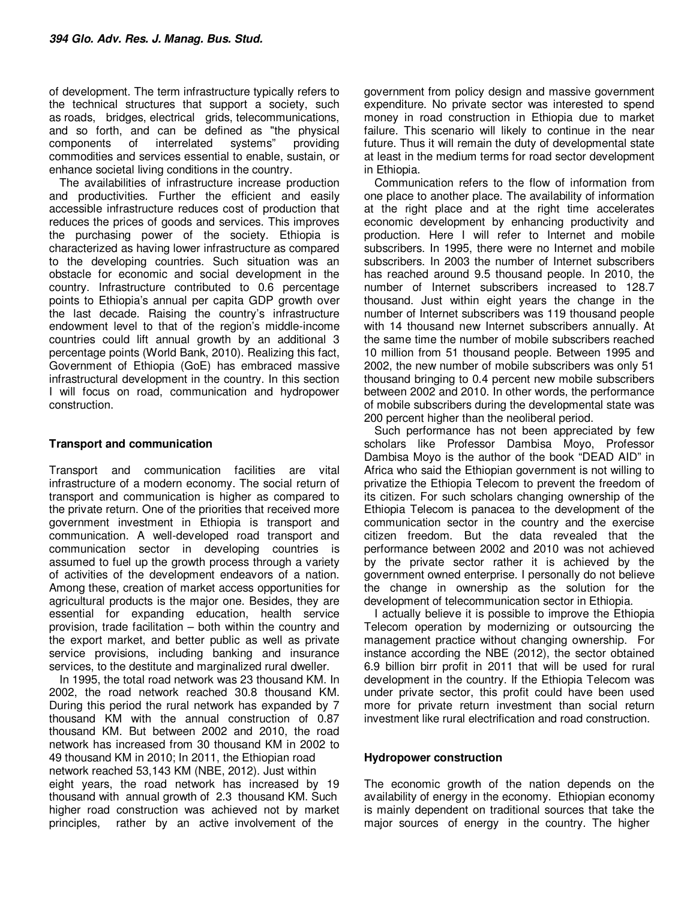of development. The term infrastructure typically refers to the technical structures that support a society, such as roads, bridges, electrical grids, telecommunications, and so forth, and can be defined as "the physical components of interrelated systems" providing commodities and services essential to enable, sustain, or enhance societal living conditions in the country.

The availabilities of infrastructure increase production and productivities. Further the efficient and easily accessible infrastructure reduces cost of production that reduces the prices of goods and services. This improves the purchasing power of the society. Ethiopia is characterized as having lower infrastructure as compared to the developing countries. Such situation was an obstacle for economic and social development in the country. Infrastructure contributed to 0.6 percentage points to Ethiopia's annual per capita GDP growth over the last decade. Raising the country's infrastructure endowment level to that of the region's middle-income countries could lift annual growth by an additional 3 percentage points (World Bank, 2010). Realizing this fact, Government of Ethiopia (GoE) has embraced massive infrastructural development in the country. In this section I will focus on road, communication and hydropower construction.

## Transport and communication

Transport and communication facilities are vital infrastructure of a modern economy. The social return of transport and communication is higher as compared to the private return. One of the priorities that received more government investment in Ethiopia is transport and communication. A well-developed road transport and communication sector in developing countries is assumed to fuel up the growth process through a variety of activities of the development endeavors of a nation. Among these, creation of market access opportunities for agricultural products is the major one. Besides, they are essential for expanding education, health service provision, trade facilitation – both within the country and the export market, and better public as well as private service provisions, including banking and insurance services, to the destitute and marginalized rural dweller.

In 1995, the total road network was 23 thousand KM. In 2002, the road network reached 30.8 thousand KM. During this period the rural network has expanded by 7 thousand KM with the annual construction of 0.87 thousand KM. But between 2002 and 2010, the road network has increased from 30 thousand KM in 2002 to 49 thousand KM in 2010; In 2011, the Ethiopian road network reached 53,143 KM (NBE, 2012). Just within eight years, the road network has increased by 19 thousand with annual growth of 2.3 thousand KM. Such higher road construction was achieved not by market principles, rather by an active involvement of the government from policy design and massive government expenditure. No private sector was interested to spend money in road construction in Ethiopia due to market failure. This scenario will likely to continue in the near future. Thus it will remain the duty of developmental state at least in the medium terms for road sector development in Ethiopia.

Communication refers to the flow of information from one place to another place. The availability of information at the right place and at the right time accelerates economic development by enhancing productivity and production. Here I will refer to Internet and mobile subscribers. In 1995, there were no Internet and mobile subscribers. In 2003 the number of Internet subscribers has reached around 9.5 thousand people. In 2010, the number of Internet subscribers increased to 128.7 thousand. Just within eight years the change in the number of Internet subscribers was 119 thousand people with 14 thousand new Internet subscribers annually. At the same time the number of mobile subscribers reached 10 million from 51 thousand people. Between 1995 and 2002, the new number of mobile subscribers was only 51 thousand bringing to 0.4 percent new mobile subscribers between 2002 and 2010. In other words, the performance of mobile subscribers during the developmental state was 200 percent higher than the neoliberal period.

Such performance has not been appreciated by few scholars like Professor Dambisa Moyo, Professor Dambisa Moyo is the author of the book "DEAD AID" in Africa who said the Ethiopian government is not willing to privatize the Ethiopia Telecom to prevent the freedom of its citizen. For such scholars changing ownership of the Ethiopia Telecom is panacea to the development of the communication sector in the country and the exercise citizen freedom. But the data revealed that the performance between 2002 and 2010 was not achieved by the private sector rather it is achieved by the government owned enterprise. I personally do not believe the change in ownership as the solution for the development of telecommunication sector in Ethiopia.

I actually believe it is possible to improve the Ethiopia Telecom operation by modernizing or outsourcing the management practice without changing ownership. For instance according the NBE (2012), the sector obtained 6.9 billion birr profit in 2011 that will be used for rural development in the country. If the Ethiopia Telecom was under private sector, this profit could have been used more for private return investment than social return investment like rural electrification and road construction.

## Hydropower construction

The economic growth of the nation depends on the availability of energy in the economy. Ethiopian economy is mainly dependent on traditional sources that take the major sources of energy in the country. The higher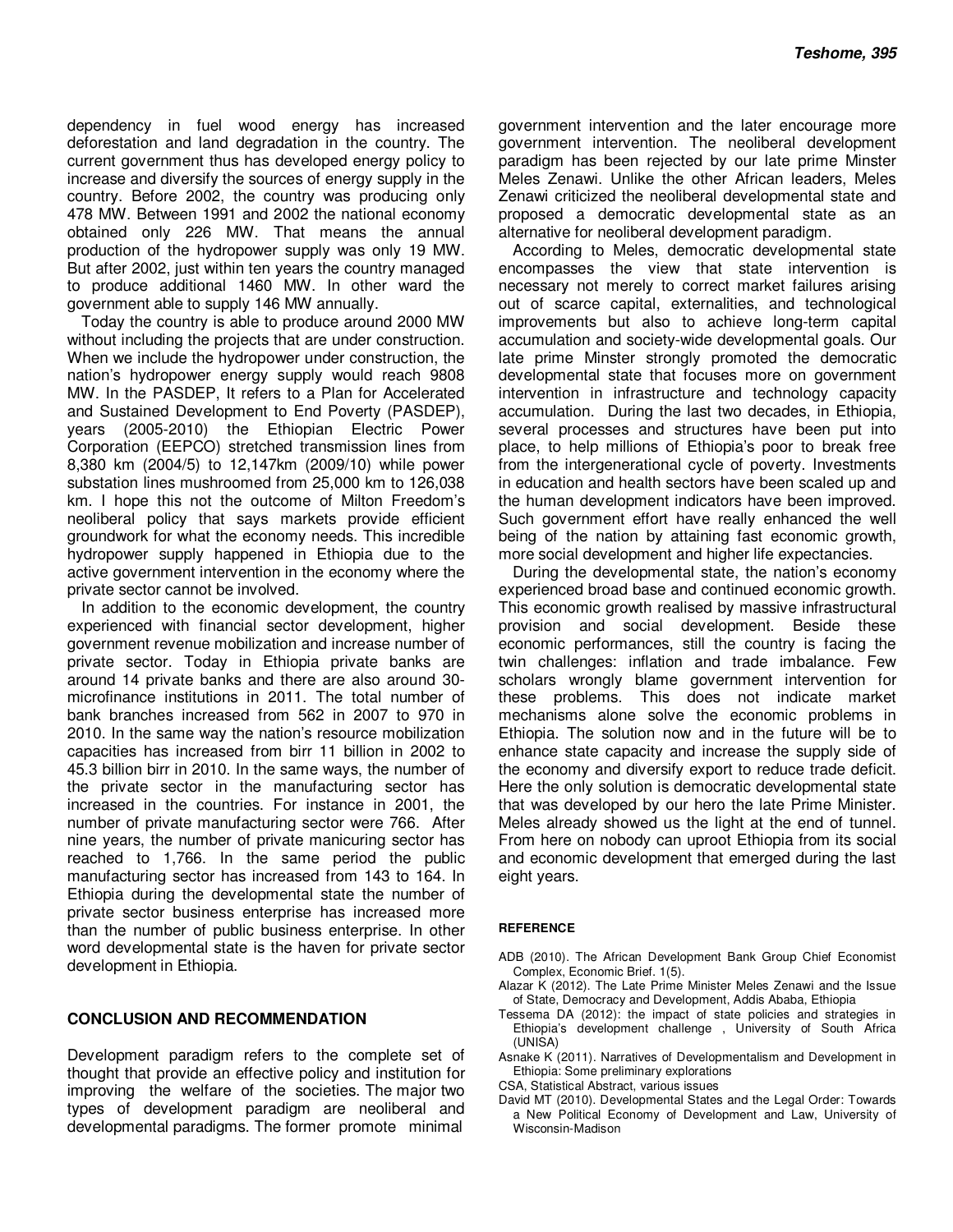dependency in fuel wood energy has increased deforestation and land degradation in the country. The current government thus has developed energy policy to increase and diversify the sources of energy supply in the country. Before 2002, the country was producing only 478 MW. Between 1991 and 2002 the national economy obtained only 226 MW. That means the annual production of the hydropower supply was only 19 MW. But after 2002, just within ten years the country managed to produce additional 1460 MW. In other ward the government able to supply 146 MW annually.

Today the country is able to produce around 2000 MW without including the projects that are under construction. When we include the hydropower under construction, the nation's hydropower energy supply would reach 9808 MW. In the PASDEP, It refers to a Plan for Accelerated and Sustained Development to End Poverty (PASDEP), years (2005-2010) the Ethiopian Electric Power Corporation (EEPCO) stretched transmission lines from 8,380 km (2004/5) to 12,147km (2009/10) while power substation lines mushroomed from 25,000 km to 126,038 km. I hope this not the outcome of Milton Freedom's neoliberal policy that says markets provide efficient groundwork for what the economy needs. This incredible hydropower supply happened in Ethiopia due to the active government intervention in the economy where the private sector cannot be involved.

In addition to the economic development, the country experienced with financial sector development, higher government revenue mobilization and increase number of private sector. Today in Ethiopia private banks are around 14 private banks and there are also around 30-microfinance institutions in 2011. The total number of bank branches increased from 562 in 2007 to 970 in 2010. In the same way the nation's resource mobilization capacities has increased from birr 11 billion in 2002 to 45.3 billion birr in 2010. In the same ways, the number of the private sector in the manufacturing sector has increased in the countries. For instance in 2001, the number of private manufacturing sector were 766. After nine years, the number of private manicuring sector has reached to 1,766. In the same period the public manufacturing sector has increased from 143 to 164. In Ethiopia during the developmental state the number of private sector business enterprise has increased more than the number of public business enterprise. In other word developmental state is the haven for private sector development in Ethiopia.

## CONCLUSION AND RECOMMENDATION

Development paradigm refers to the complete set of thought that provide an effective policy and institution for improving the welfare of the societies. The major two types of development paradigm are neoliberal and developmental paradigms. The former promote minimal government intervention and the later encourage more government intervention. The neoliberal development paradigm has been rejected by our late prime Minster Meles Zenawi. Unlike the other African leaders, Meles Zenawi criticized the neoliberal developmental state and proposed a democratic developmental state as an alternative for neoliberal development paradigm.

According to Meles, democratic developmental state encompasses the view that state intervention is necessary not merely to correct market failures arising out of scarce capital, externalities, and technological improvements but also to achieve long-term capital accumulation and society-wide developmental goals. Our late prime Minster strongly promoted the democratic developmental state that focuses more on government intervention in infrastructure and technology capacity accumulation. During the last two decades, in Ethiopia, several processes and structures have been put into place, to help millions of Ethiopia's poor to break free from the intergenerational cycle of poverty. Investments in education and health sectors have been scaled up and the human development indicators have been improved. Such government effort have really enhanced the well being of the nation by attaining fast economic growth, more social development and higher life expectancies.

During the developmental state, the nation's economy experienced broad base and continued economic growth. This economic growth realised by massive infrastructural provision and social development. Beside these economic performances, still the country is facing the twin challenges: inflation and trade imbalance. Few scholars wrongly blame government intervention for these problems. This does not indicate market mechanisms alone solve the economic problems in Ethiopia. The solution now and in the future will be to enhance state capacity and increase the supply side of the economy and diversify export to reduce trade deficit. Here the only solution is democratic developmental state that was developed by our hero the late Prime Minister. Meles already showed us the light at the end of tunnel. From here on nobody can uproot Ethiopia from its social and economic development that emerged during the last eight years.

## REFERENCE

ADB (2010). The African Development Bank Group Chief Economist Complex, Economic Brief. 1(5).

Alazar K (2012). The Late Prime Minister Meles Zenawi and the Issue of State, Democracy and Development, Addis Ababa, Ethiopia

Tessema DA (2012): the impact of state policies and strategies in Ethiopia's development challenge , University of South Africa (UNISA)

Asnake K (2011). Narratives of Developmentalism and Development in Ethiopia: Some preliminary explorations

CSA, Statistical Abstract, various issues

David MT (2010). Developmental States and the Legal Order: Towards a New Political Economy of Development and Law, University of Wisconsin-Madison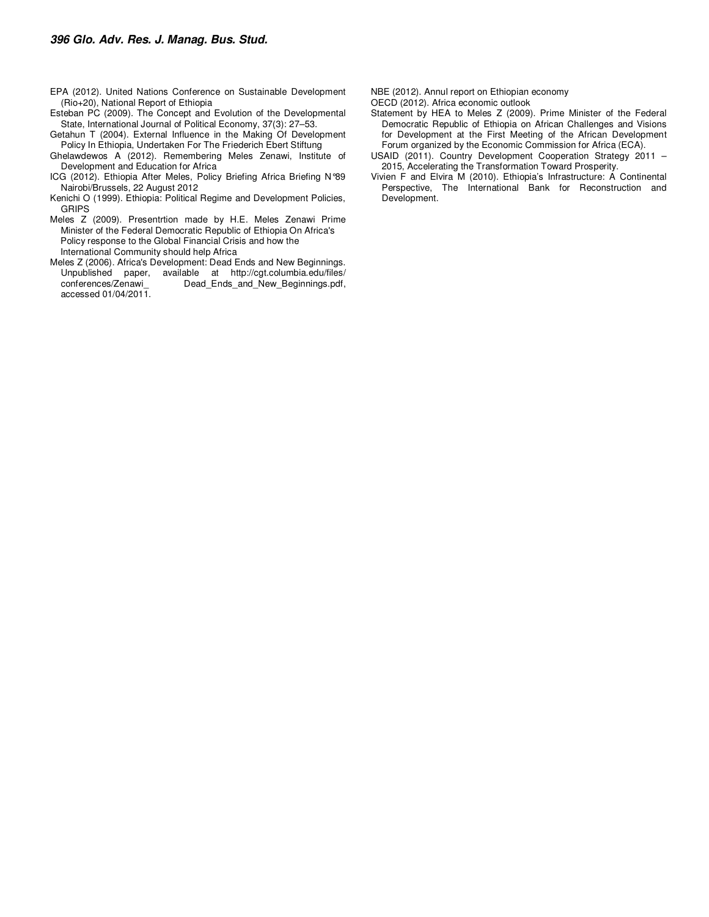EPA (2012). United Nations Conference on Sustainable Development (Rio+20), National Report of Ethiopia

Esteban PC (2009). The Concept and Evolution of the Developmental State, International Journal of Political Economy, 37(3): 27–53.

Getahun T (2004). External Influence in the Making Of Development Policy In Ethiopia, Undertaken For The Friederich Ebert Stiftung

Ghelawdewos A (2012). Remembering Meles Zenawi, Institute of Development and Education for Africa

ICG (2012). Ethiopia After Meles, Policy Briefing Africa Briefing N°89 Nairobi/Brussels, 22 August 2012

Kenichi O (1999). Ethiopia: Political Regime and Development Policies, GRIPS

Meles Z (2009). Presentrtion made by H.E. Meles Zenawi Prime Minister of the Federal Democratic Republic of Ethiopia On Africa's Policy response to the Global Financial Crisis and how the International Community should help Africa

Meles Z (2006). Africa's Development: Dead Ends and New Beginnings. Unpublished paper, available at http://cgt.columbia.edu/files/conferences/Zenawi_ Dead_Ends_and_New_Beginnings.pdf, accessed 01/04/2011.

NBE (2012). Annul report on Ethiopian economy

OECD (2012). Africa economic outlook

Statement by HEA to Meles Z (2009). Prime Minister of the Federal Democratic Republic of Ethiopia on African Challenges and Visions for Development at the First Meeting of the African Development Forum organized by the Economic Commission for Africa (ECA).

USAID (2011). Country Development Cooperation Strategy 2011 – 2015, Accelerating the Transformation Toward Prosperity.

Vivien F and Elvira M (2010). Ethiopia's Infrastructure: A Continental Perspective, The International Bank for Reconstruction and Development.